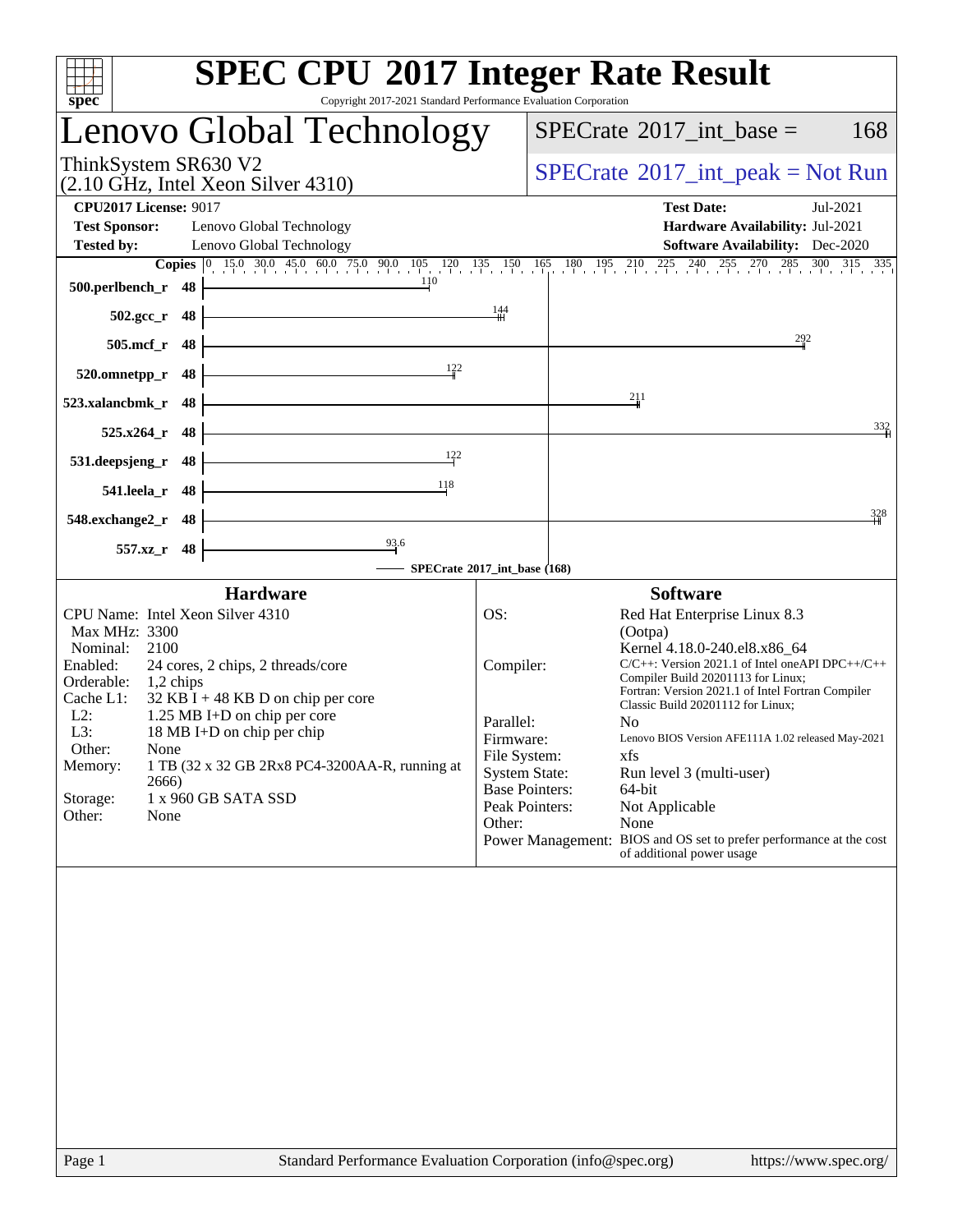# SPEC CPU 2017 Integer Rate Result

Copyright 2017-2021 Standard Performance Evaluation Corporation

## Lenovo Global Technology

ThinkSystem SR630 V2
(2.10 GHz, Intel Xeon Silver 4310)

SPECrate 2017_int_base = 168

SPECrate 2017_int_peak = Not Run

**CPU2017 License:** 9017
**Test Sponsor:** Lenovo Global Technology
**Tested by:** Lenovo Global Technology

**Test Date:** Jul-2021
**Hardware Availability:** Jul-2021
**Software Availability:** Dec-2020

| Benchmark | Copies | SPECrate 2017_int_base |
|---|---|---|
| 500.perlbench_r | 48 | 110 |
| 502.gcc_r | 48 | 144 |
| 505.mcf_r | 48 | 292 |
| 520.omnetpp_r | 48 | 122 |
| 523.xalancbmk_r | 48 | 211 |
| 525.x264_r | 48 | 332 |
| 531.deepsjeng_r | 48 | 122 |
| 541.leela_r | 48 | 118 |
| 548.exchange2_r | 48 | 328 |
| 557.xz_r | 48 | 93.6 |

SPECrate 2017_int_base (168)

### Hardware

| | |
|---|---|
| CPU Name: | Intel Xeon Silver 4310 |
| Max MHz: | 3300 |
| Nominal: | 2100 |
| Enabled: | 24 cores, 2 chips, 2 threads/core |
| Orderable: | 1,2 chips |
| Cache L1: | 32 KB I + 48 KB D on chip per core |
| L2: | 1.25 MB I+D on chip per core |
| L3: | 18 MB I+D on chip per chip |
| Other: | None |
| Memory: | 1 TB (32 x 32 GB 2Rx8 PC4-3200AA-R, running at 2666) |
| Storage: | 1 x 960 GB SATA SSD |
| Other: | None |

### Software

| | |
|---|---|
| OS: | Red Hat Enterprise Linux 8.3 (Ootpa) Kernel 4.18.0-240.el8.x86_64 |
| Compiler: | C/C++: Version 2021.1 of Intel oneAPI DPC++/C++ Compiler Build 20201113 for Linux; Fortran: Version 2021.1 of Intel Fortran Compiler Classic Build 20201112 for Linux; |
| Parallel: | No |
| Firmware: | Lenovo BIOS Version AFE111A 1.02 released May-2021 |
| File System: | xfs |
| System State: | Run level 3 (multi-user) |
| Base Pointers: | 64-bit |
| Peak Pointers: | Not Applicable |
| Other: | None |
| Power Management: | BIOS and OS set to prefer performance at the cost of additional power usage |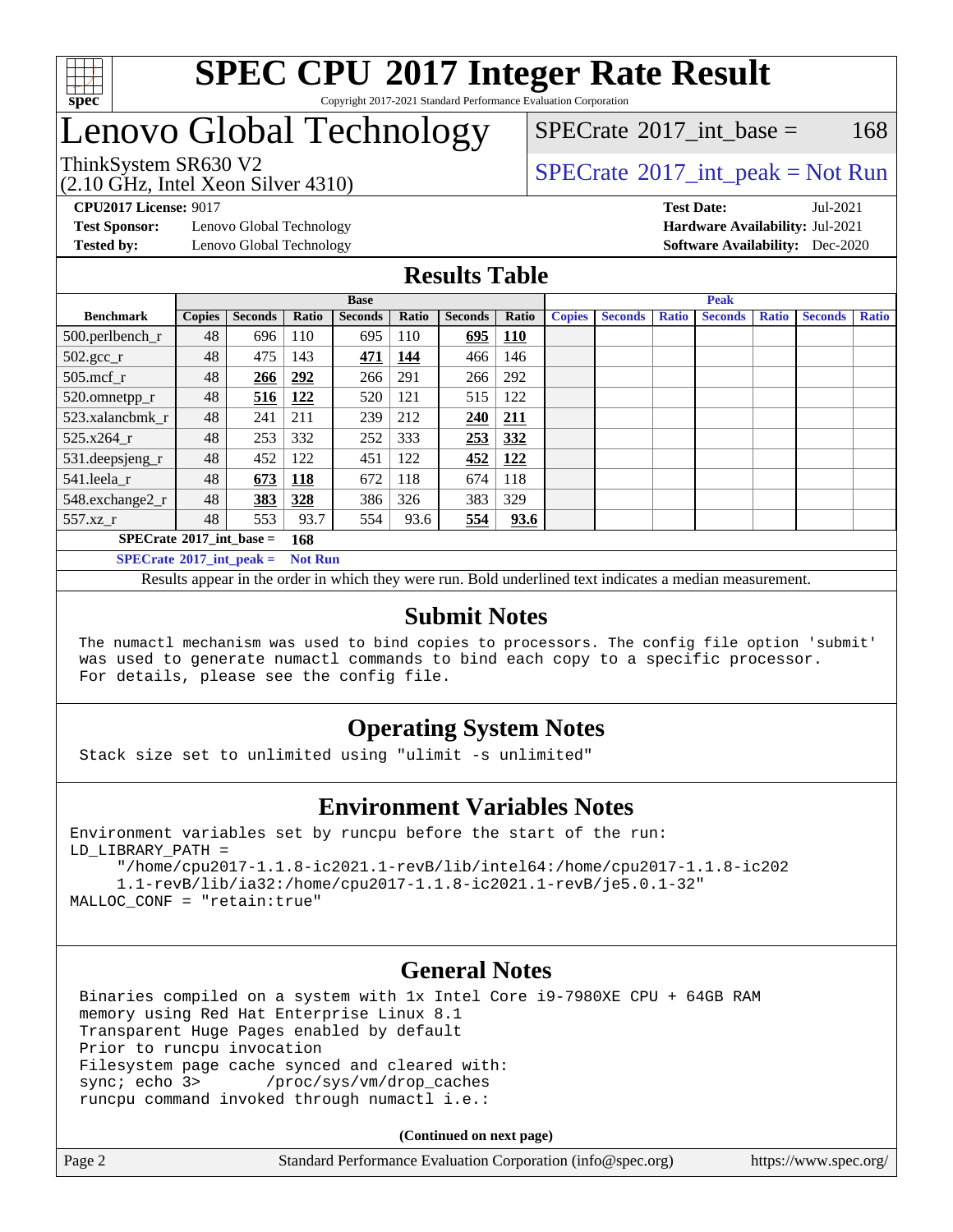# SPEC CPU 2017 Integer Rate Result

Copyright 2017-2021 Standard Performance Evaluation Corporation

# Lenovo Global Technology

ThinkSystem SR630 V2
(2.10 GHz, Intel Xeon Silver 4310)

SPECrate 2017_int_base = 168

SPECrate 2017_int_peak = Not Run

**CPU2017 License:** 9017
**Test Sponsor:** Lenovo Global Technology
**Tested by:** Lenovo Global Technology

**Test Date:** Jul-2021
**Hardware Availability:** Jul-2021
**Software Availability:** Dec-2020

## Results Table

| Benchmark | Base | | | | | | | Peak | | | | | | |
|---|---|---|---|---|---|---|---|---|---|---|---|---|---|---|
| | Copies | Seconds | Ratio | Seconds | Ratio | Seconds | Ratio | Copies | Seconds | Ratio | Seconds | Ratio | Seconds | Ratio |
| 500.perlbench_r | 48 | 696 | 110 | 695 | 110 | **695** | **110** | | | | | | | |
| 502.gcc_r | 48 | 475 | 143 | **471** | **144** | 466 | 146 | | | | | | | |
| 505.mcf_r | 48 | **266** | **292** | 266 | 291 | 266 | 292 | | | | | | | |
| 520.omnetpp_r | 48 | **516** | **122** | 520 | 121 | 515 | 122 | | | | | | | |
| 523.xalancbmk_r | 48 | 241 | 211 | 239 | 212 | **240** | **211** | | | | | | | |
| 525.x264_r | 48 | 253 | 332 | 252 | 333 | **253** | **332** | | | | | | | |
| 531.deepsjeng_r | 48 | 452 | 122 | 451 | 122 | **452** | **122** | | | | | | | |
| 541.leela_r | 48 | **673** | **118** | 672 | 118 | 674 | 118 | | | | | | | |
| 548.exchange2_r | 48 | **383** | **328** | 386 | 326 | 383 | 329 | | | | | | | |
| 557.xz_r | 48 | 553 | 93.7 | 554 | 93.6 | **554** | **93.6** | | | | | | | |

**SPECrate 2017_int_base = 168**

**SPECrate 2017_int_peak = Not Run**

Results appear in the order in which they were run. Bold underlined text indicates a median measurement.

## Submit Notes

```
The numactl mechanism was used to bind copies to processors. The config file option 'submit'
was used to generate numactl commands to bind each copy to a specific processor.
For details, please see the config file.
```

## Operating System Notes

```
Stack size set to unlimited using "ulimit -s unlimited"
```

## Environment Variables Notes

```
Environment variables set by runcpu before the start of the run:
LD_LIBRARY_PATH =
     "/home/cpu2017-1.1.8-ic2021.1-revB/lib/intel64:/home/cpu2017-1.1.8-ic202
     1.1-revB/lib/ia32:/home/cpu2017-1.1.8-ic2021.1-revB/je5.0.1-32"
MALLOC_CONF = "retain:true"
```

## General Notes

```
Binaries compiled on a system with 1x Intel Core i9-7980XE CPU + 64GB RAM
memory using Red Hat Enterprise Linux 8.1
Transparent Huge Pages enabled by default
Prior to runcpu invocation
Filesystem page cache synced and cleared with:
sync; echo 3>       /proc/sys/vm/drop_caches
runcpu command invoked through numactl i.e.:
```

(Continued on next page)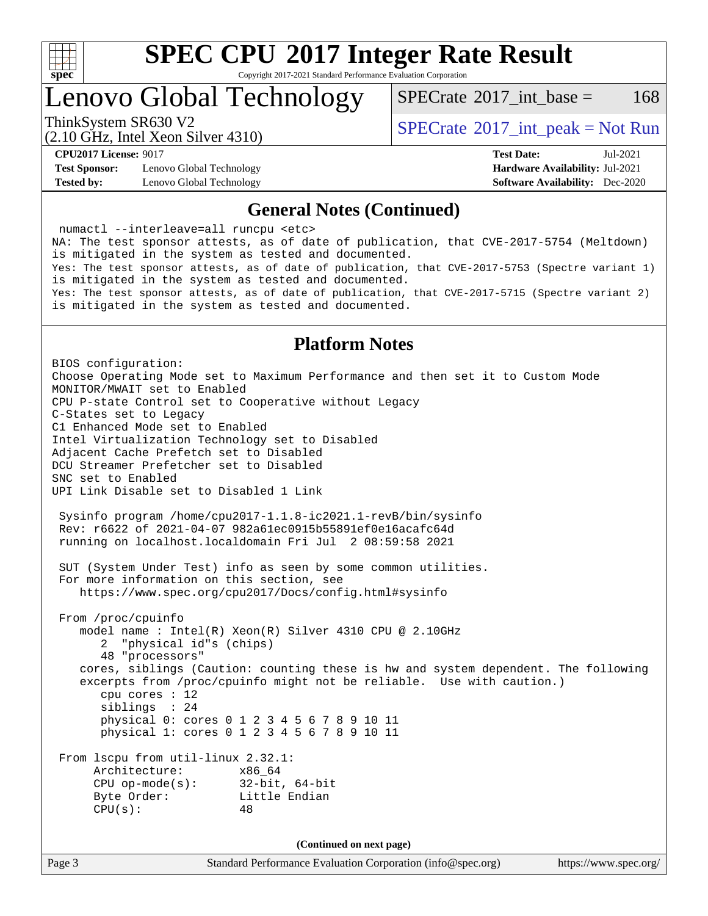## General Notes (Continued)

```
numactl --interleave=all runcpu <etc>
NA: The test sponsor attests, as of date of publication, that CVE-2017-5754 (Meltdown)
is mitigated in the system as tested and documented.
Yes: The test sponsor attests, as of date of publication, that CVE-2017-5753 (Spectre variant 1)
is mitigated in the system as tested and documented.
Yes: The test sponsor attests, as of date of publication, that CVE-2017-5715 (Spectre variant 2)
is mitigated in the system as tested and documented.
```

## Platform Notes

```
BIOS configuration:
Choose Operating Mode set to Maximum Performance and then set it to Custom Mode
MONITOR/MWAIT set to Enabled
CPU P-state Control set to Cooperative without Legacy
C-States set to Legacy
C1 Enhanced Mode set to Enabled
Intel Virtualization Technology set to Disabled
Adjacent Cache Prefetch set to Disabled
DCU Streamer Prefetcher set to Disabled
SNC set to Enabled
UPI Link Disable set to Disabled 1 Link

 Sysinfo program /home/cpu2017-1.1.8-ic2021.1-revB/bin/sysinfo
 Rev: r6622 of 2021-04-07 982a61ec0915b55891ef0e16acafc64d
 running on localhost.localdomain Fri Jul  2 08:59:58 2021

 SUT (System Under Test) info as seen by some common utilities.
 For more information on this section, see
    https://www.spec.org/cpu2017/Docs/config.html#sysinfo

 From /proc/cpuinfo
    model name : Intel(R) Xeon(R) Silver 4310 CPU @ 2.10GHz
       2  "physical id"s (chips)
       48 "processors"
    cores, siblings (Caution: counting these is hw and system dependent. The following
    excerpts from /proc/cpuinfo might not be reliable.  Use with caution.)
       cpu cores : 12
       siblings  : 24
       physical 0: cores 0 1 2 3 4 5 6 7 8 9 10 11
       physical 1: cores 0 1 2 3 4 5 6 7 8 9 10 11

 From lscpu from util-linux 2.32.1:
      Architecture:        x86_64
      CPU op-mode(s):      32-bit, 64-bit
      Byte Order:          Little Endian
      CPU(s):              48
```

**(Continued on next page)**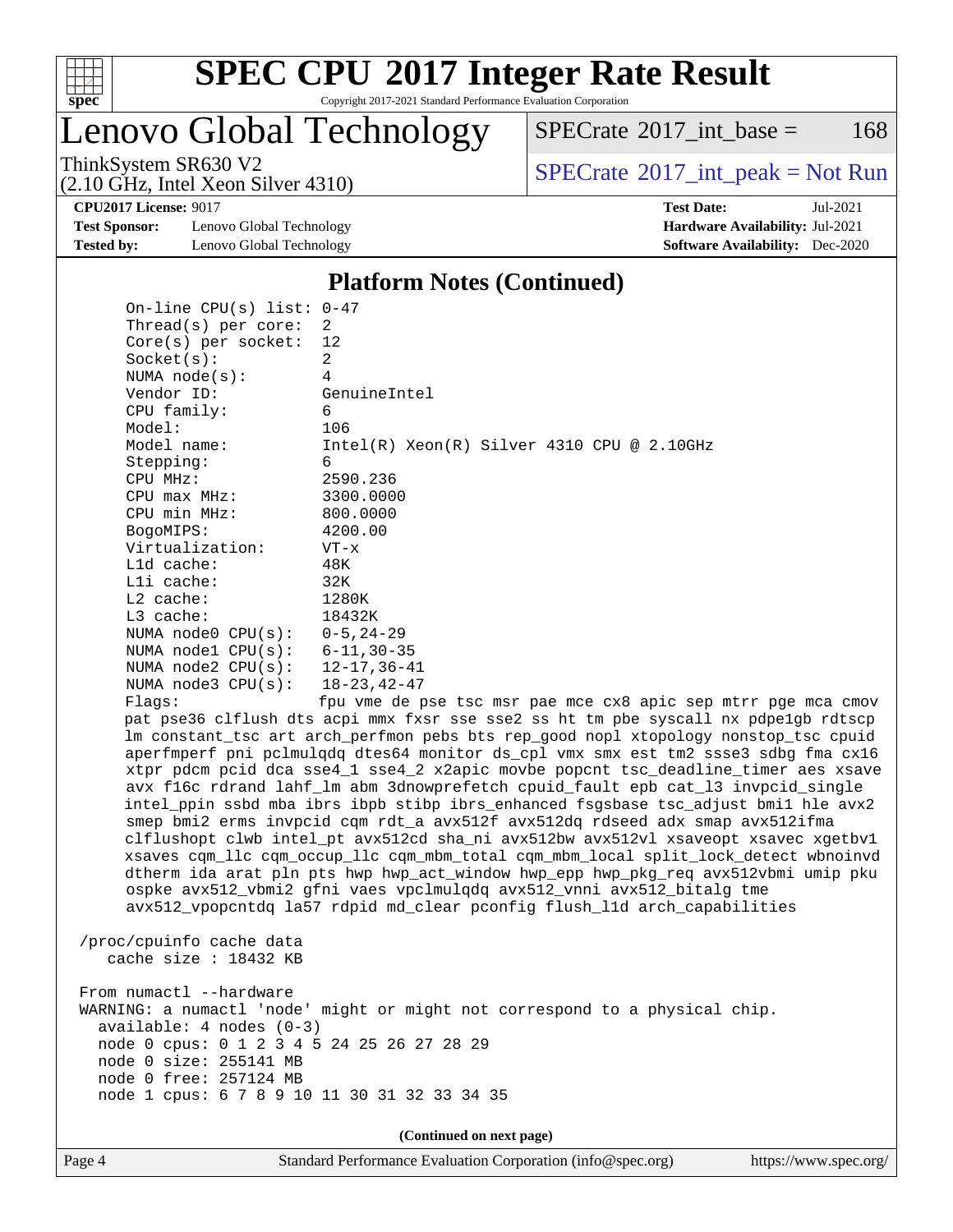## Platform Notes (Continued)

```
On-line CPU(s) list: 0-47
Thread(s) per core:  2
Core(s) per socket:  12
Socket(s):           2
NUMA node(s):        4
Vendor ID:           GenuineIntel
CPU family:          6
Model:               106
Model name:          Intel(R) Xeon(R) Silver 4310 CPU @ 2.10GHz
Stepping:            6
CPU MHz:             2590.236
CPU max MHz:         3300.0000
CPU min MHz:         800.0000
BogoMIPS:            4200.00
Virtualization:      VT-x
L1d cache:           48K
L1i cache:           32K
L2 cache:            1280K
L3 cache:            18432K
NUMA node0 CPU(s):   0-5,24-29
NUMA node1 CPU(s):   6-11,30-35
NUMA node2 CPU(s):   12-17,36-41
NUMA node3 CPU(s):   18-23,42-47
Flags:               fpu vme de pse tsc msr pae mce cx8 apic sep mtrr pge mca cmov
pat pse36 clflush dts acpi mmx fxsr sse sse2 ss ht tm pbe syscall nx pdpe1gb rdtscp
lm constant_tsc art arch_perfmon pebs bts rep_good nopl xtopology nonstop_tsc cpuid
aperfmperf pni pclmulqdq dtes64 monitor ds_cpl vmx smx est tm2 ssse3 sdbg fma cx16
xtpr pdcm pcid dca sse4_1 sse4_2 x2apic movbe popcnt tsc_deadline_timer aes xsave
avx f16c rdrand lahf_lm abm 3dnowprefetch cpuid_fault epb cat_l3 invpcid_single
intel_ppin ssbd mba ibrs ibpb stibp ibrs_enhanced fsgsbase tsc_adjust bmi1 hle avx2
smep bmi2 erms invpcid cqm rdt_a avx512f avx512dq rdseed adx smap avx512ifma
clflushopt clwb intel_pt avx512cd sha_ni avx512bw avx512vl xsaveopt xsavec xgetbv1
xsaves cqm_llc cqm_occup_llc cqm_mbm_total cqm_mbm_local split_lock_detect wbnoinvd
dtherm ida arat pln pts hwp hwp_act_window hwp_epp hwp_pkg_req avx512vbmi umip pku
ospke avx512_vbmi2 gfni vaes vpclmulqdq avx512_vnni avx512_bitalg tme
avx512_vpopcntdq la57 rdpid md_clear pconfig flush_l1d arch_capabilities

/proc/cpuinfo cache data
   cache size : 18432 KB

From numactl --hardware
WARNING: a numactl 'node' might or might not correspond to a physical chip.
  available: 4 nodes (0-3)
  node 0 cpus: 0 1 2 3 4 5 24 25 26 27 28 29
  node 0 size: 255141 MB
  node 0 free: 257124 MB
  node 1 cpus: 6 7 8 9 10 11 30 31 32 33 34 35
```

(Continued on next page)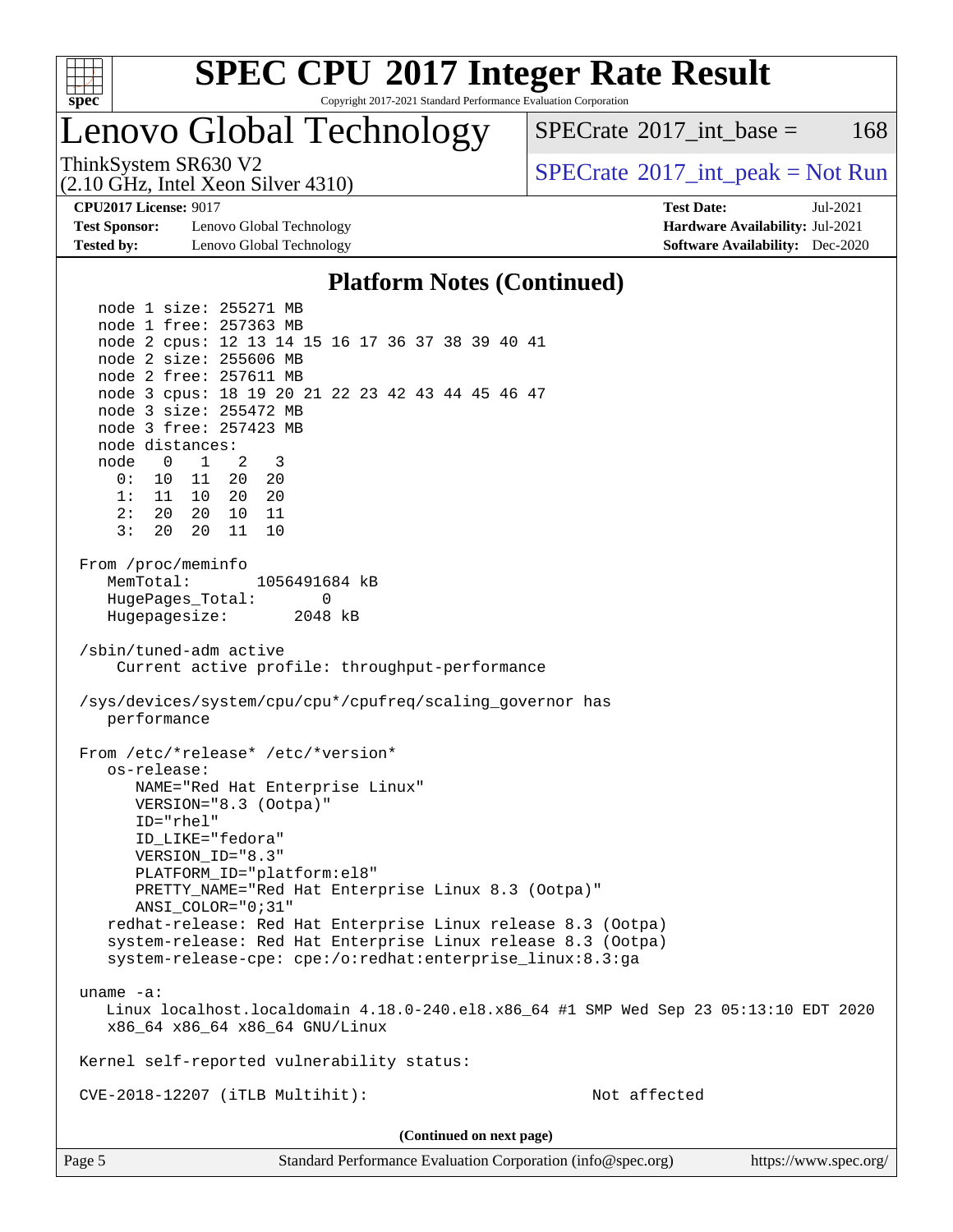# SPEC CPU 2017 Integer Rate Result

Copyright 2017-2021 Standard Performance Evaluation Corporation

## Lenovo Global Technology

ThinkSystem SR630 V2
(2.10 GHz, Intel Xeon Silver 4310)

SPECrate 2017_int_base = 168

SPECrate 2017_int_peak = Not Run

**CPU2017 License:** 9017
**Test Sponsor:** Lenovo Global Technology
**Tested by:** Lenovo Global Technology

**Test Date:** Jul-2021
**Hardware Availability:** Jul-2021
**Software Availability:** Dec-2020

### Platform Notes (Continued)

```
    node 1 size: 255271 MB
    node 1 free: 257363 MB
    node 2 cpus: 12 13 14 15 16 17 36 37 38 39 40 41
    node 2 size: 255606 MB
    node 2 free: 257611 MB
    node 3 cpus: 18 19 20 21 22 23 42 43 44 45 46 47
    node 3 size: 255472 MB
    node 3 free: 257423 MB
    node distances:
    node   0   1   2   3
      0:  10  11  20  20
      1:  11  10  20  20
      2:  20  20  10  11
      3:  20  20  11  10

 From /proc/meminfo
    MemTotal:       1056491684 kB
    HugePages_Total:       0
    Hugepagesize:       2048 kB

 /sbin/tuned-adm active
     Current active profile: throughput-performance

 /sys/devices/system/cpu/cpu*/cpufreq/scaling_governor has
    performance

 From /etc/*release* /etc/*version*
    os-release:
       NAME="Red Hat Enterprise Linux"
       VERSION="8.3 (Ootpa)"
       ID="rhel"
       ID_LIKE="fedora"
       VERSION_ID="8.3"
       PLATFORM_ID="platform:el8"
       PRETTY_NAME="Red Hat Enterprise Linux 8.3 (Ootpa)"
       ANSI_COLOR="0;31"
    redhat-release: Red Hat Enterprise Linux release 8.3 (Ootpa)
    system-release: Red Hat Enterprise Linux release 8.3 (Ootpa)
    system-release-cpe: cpe:/o:redhat:enterprise_linux:8.3:ga

 uname -a:
    Linux localhost.localdomain 4.18.0-240.el8.x86_64 #1 SMP Wed Sep 23 05:13:10 EDT 2020
    x86_64 x86_64 x86_64 GNU/Linux

 Kernel self-reported vulnerability status:

 CVE-2018-12207 (iTLB Multihit):                          Not affected
```

(Continued on next page)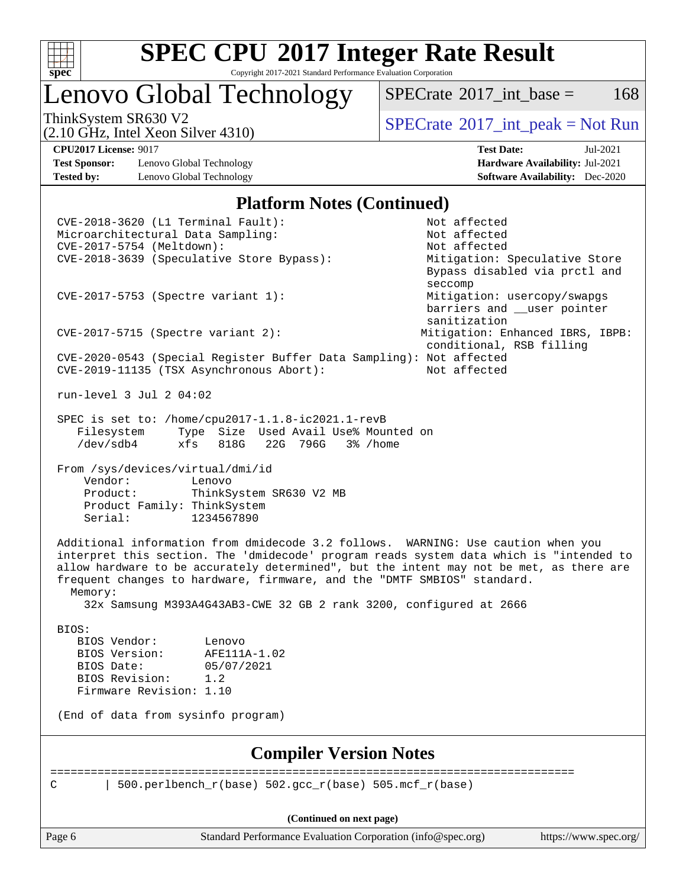# SPEC CPU 2017 Integer Rate Result

Copyright 2017-2021 Standard Performance Evaluation Corporation

## Lenovo Global Technology

ThinkSystem SR630 V2
(2.10 GHz, Intel Xeon Silver 4310)

SPECrate 2017_int_base = 168

SPECrate 2017_int_peak = Not Run

**CPU2017 License:** 9017
**Test Sponsor:** Lenovo Global Technology
**Tested by:** Lenovo Global Technology

**Test Date:** Jul-2021
**Hardware Availability:** Jul-2021
**Software Availability:** Dec-2020

### Platform Notes (Continued)

```
CVE-2018-3620 (L1 Terminal Fault):                          Not affected
Microarchitectural Data Sampling:                           Not affected
CVE-2017-5754 (Meltdown):                                   Not affected
CVE-2018-3639 (Speculative Store Bypass):                   Mitigation: Speculative Store
                                                            Bypass disabled via prctl and
                                                            seccomp
CVE-2017-5753 (Spectre variant 1):                          Mitigation: usercopy/swapgs
                                                            barriers and __user pointer
                                                            sanitization
CVE-2017-5715 (Spectre variant 2):                         Mitigation: Enhanced IBRS, IBPB:
                                                            conditional, RSB filling
CVE-2020-0543 (Special Register Buffer Data Sampling): Not affected
CVE-2019-11135 (TSX Asynchronous Abort):                    Not affected

run-level 3 Jul 2 04:02

SPEC is set to: /home/cpu2017-1.1.8-ic2021.1-revB
   Filesystem     Type  Size  Used Avail Use% Mounted on
   /dev/sdb4      xfs   818G   22G  796G   3% /home

From /sys/devices/virtual/dmi/id
    Vendor:         Lenovo
    Product:        ThinkSystem SR630 V2 MB
    Product Family: ThinkSystem
    Serial:         1234567890

Additional information from dmidecode 3.2 follows.  WARNING: Use caution when you
interpret this section. The 'dmidecode' program reads system data which is "intended to
allow hardware to be accurately determined", but the intent may not be met, as there are
frequent changes to hardware, firmware, and the "DMTF SMBIOS" standard.
  Memory:
    32x Samsung M393A4G43AB3-CWE 32 GB 2 rank 3200, configured at 2666

BIOS:
   BIOS Vendor:       Lenovo
   BIOS Version:      AFE111A-1.02
   BIOS Date:         05/07/2021
   BIOS Revision:     1.2
   Firmware Revision: 1.10

(End of data from sysinfo program)
```

### Compiler Version Notes

```
==============================================================================
C       | 500.perlbench_r(base) 502.gcc_r(base) 505.mcf_r(base)
```

(Continued on next page)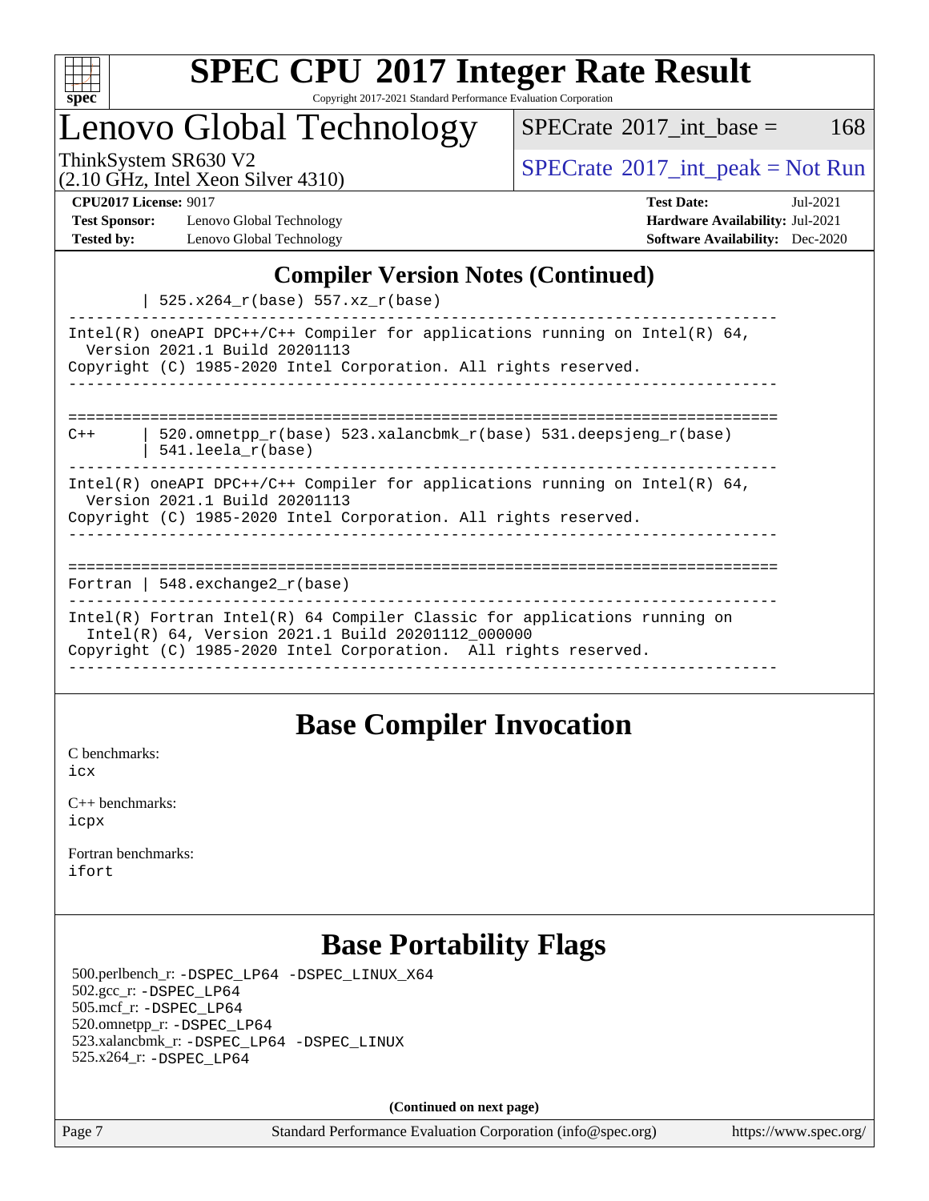## Compiler Version Notes (Continued)

```
         | 525.x264_r(base) 557.xz_r(base)
------------------------------------------------------------------------------
Intel(R) oneAPI DPC++/C++ Compiler for applications running on Intel(R) 64,
  Version 2021.1 Build 20201113
Copyright (C) 1985-2020 Intel Corporation. All rights reserved.
------------------------------------------------------------------------------

==============================================================================
C++      | 520.omnetpp_r(base) 523.xalancbmk_r(base) 531.deepsjeng_r(base)
         | 541.leela_r(base)
------------------------------------------------------------------------------
Intel(R) oneAPI DPC++/C++ Compiler for applications running on Intel(R) 64,
  Version 2021.1 Build 20201113
Copyright (C) 1985-2020 Intel Corporation. All rights reserved.
------------------------------------------------------------------------------

==============================================================================
Fortran | 548.exchange2_r(base)
------------------------------------------------------------------------------
Intel(R) Fortran Intel(R) 64 Compiler Classic for applications running on
  Intel(R) 64, Version 2021.1 Build 20201112_000000
Copyright (C) 1985-2020 Intel Corporation.  All rights reserved.
------------------------------------------------------------------------------
```

## Base Compiler Invocation

C benchmarks:
icx

C++ benchmarks:
icpx

Fortran benchmarks:
ifort

## Base Portability Flags

500.perlbench_r: -DSPEC_LP64 -DSPEC_LINUX_X64
502.gcc_r: -DSPEC_LP64
505.mcf_r: -DSPEC_LP64
520.omnetpp_r: -DSPEC_LP64
523.xalancbmk_r: -DSPEC_LP64 -DSPEC_LINUX
525.x264_r: -DSPEC_LP64

**(Continued on next page)**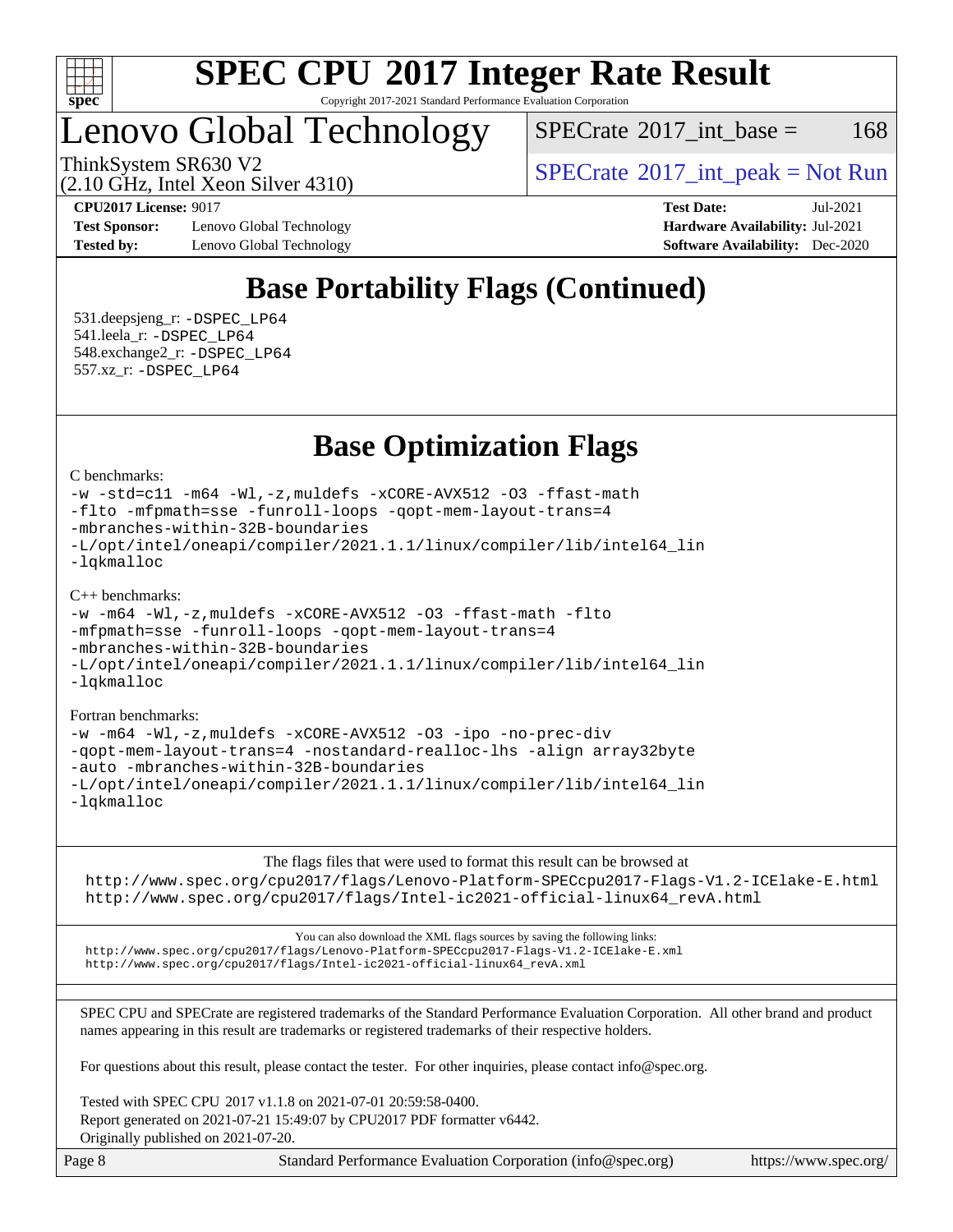# Base Portability Flags (Continued)

531.deepsjeng_r: -DSPEC_LP64
541.leela_r: -DSPEC_LP64
548.exchange2_r: -DSPEC_LP64
557.xz_r: -DSPEC_LP64

# Base Optimization Flags

C benchmarks:

```
-w -std=c11 -m64 -Wl,-z,muldefs -xCORE-AVX512 -O3 -ffast-math
-flto -mfpmath=sse -funroll-loops -qopt-mem-layout-trans=4
-mbranches-within-32B-boundaries
-L/opt/intel/oneapi/compiler/2021.1.1/linux/compiler/lib/intel64_lin
-lqkmalloc
```

C++ benchmarks:

```
-w -m64 -Wl,-z,muldefs -xCORE-AVX512 -O3 -ffast-math -flto
-mfpmath=sse -funroll-loops -qopt-mem-layout-trans=4
-mbranches-within-32B-boundaries
-L/opt/intel/oneapi/compiler/2021.1.1/linux/compiler/lib/intel64_lin
-lqkmalloc
```

Fortran benchmarks:

```
-w -m64 -Wl,-z,muldefs -xCORE-AVX512 -O3 -ipo -no-prec-div
-qopt-mem-layout-trans=4 -nostandard-realloc-lhs -align array32byte
-auto -mbranches-within-32B-boundaries
-L/opt/intel/oneapi/compiler/2021.1.1/linux/compiler/lib/intel64_lin
-lqkmalloc
```

The flags files that were used to format this result can be browsed at
http://www.spec.org/cpu2017/flags/Lenovo-Platform-SPECcpu2017-Flags-V1.2-ICElake-E.html
http://www.spec.org/cpu2017/flags/Intel-ic2021-official-linux64_revA.html

You can also download the XML flags sources by saving the following links:
http://www.spec.org/cpu2017/flags/Lenovo-Platform-SPECcpu2017-Flags-V1.2-ICElake-E.xml
http://www.spec.org/cpu2017/flags/Intel-ic2021-official-linux64_revA.xml

SPEC CPU and SPECrate are registered trademarks of the Standard Performance Evaluation Corporation. All other brand and product names appearing in this result are trademarks or registered trademarks of their respective holders.

For questions about this result, please contact the tester. For other inquiries, please contact info@spec.org.

Tested with SPEC CPU 2017 v1.1.8 on 2021-07-01 20:59:58-0400.
Report generated on 2021-07-21 15:49:07 by CPU2017 PDF formatter v6442.
Originally published on 2021-07-20.